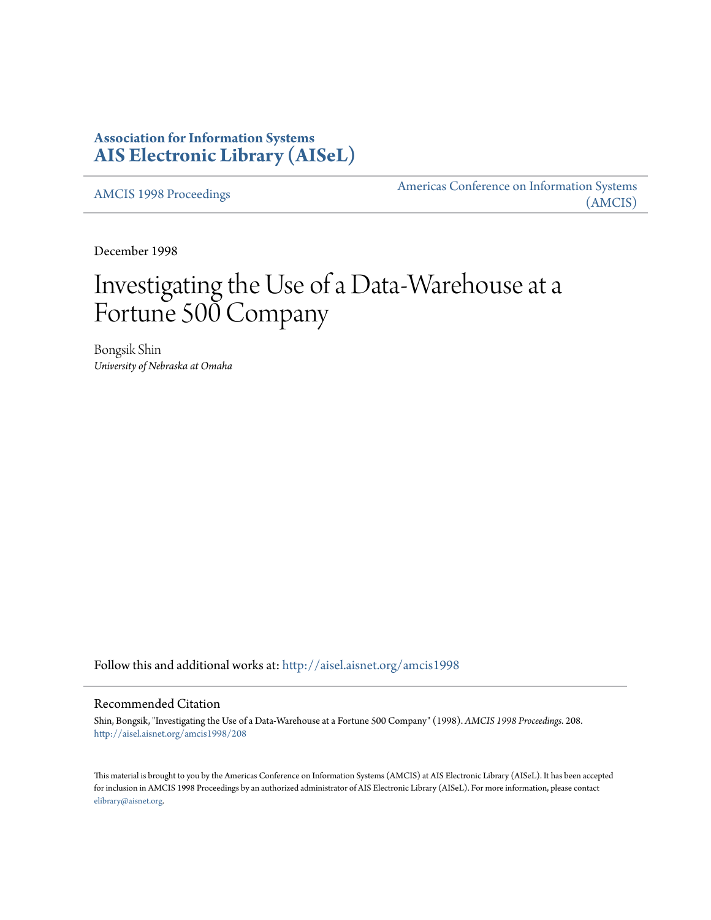# Association for Information Systems
# AIS Electronic Library (AISeL)

AMCIS 1998 Proceedings

Americas Conference on Information Systems (AMCIS)

December 1998

# Investigating the Use of a Data-Warehouse at a Fortune 500 Company

Bongsik Shin
*University of Nebraska at Omaha*

Follow this and additional works at: http://aisel.aisnet.org/amcis1998

## Recommended Citation

Shin, Bongsik, "Investigating the Use of a Data-Warehouse at a Fortune 500 Company" (1998). *AMCIS 1998 Proceedings*. 208.
http://aisel.aisnet.org/amcis1998/208

This material is brought to you by the Americas Conference on Information Systems (AMCIS) at AIS Electronic Library (AISeL). It has been accepted for inclusion in AMCIS 1998 Proceedings by an authorized administrator of AIS Electronic Library (AISeL). For more information, please contact elibrary@aisnet.org.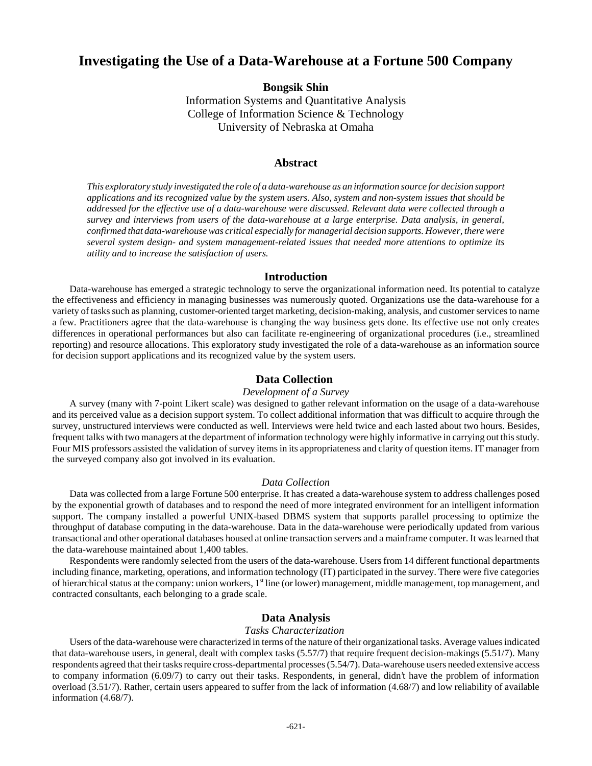# Investigating the Use of a Data-Warehouse at a Fortune 500 Company

**Bongsik Shin**

Information Systems and Quantitative Analysis
College of Information Science & Technology
University of Nebraska at Omaha

## Abstract

*This exploratory study investigated the role of a data-warehouse as an information source for decision support applications and its recognized value by the system users. Also, system and non-system issues that should be addressed for the effective use of a data-warehouse were discussed. Relevant data were collected through a survey and interviews from users of the data-warehouse at a large enterprise. Data analysis, in general, confirmed that data-warehouse was critical especially for managerial decision supports. However, there were several system design- and system management-related issues that needed more attentions to optimize its utility and to increase the satisfaction of users.*

## Introduction

Data-warehouse has emerged a strategic technology to serve the organizational information need. Its potential to catalyze the effectiveness and efficiency in managing businesses was numerously quoted. Organizations use the data-warehouse for a variety of tasks such as planning, customer-oriented target marketing, decision-making, analysis, and customer services to name a few. Practitioners agree that the data-warehouse is changing the way business gets done. Its effective use not only creates differences in operational performances but also can facilitate re-engineering of organizational procedures (i.e., streamlined reporting) and resource allocations. This exploratory study investigated the role of a data-warehouse as an information source for decision support applications and its recognized value by the system users.

## Data Collection

### *Development of a Survey*

A survey (many with 7-point Likert scale) was designed to gather relevant information on the usage of a data-warehouse and its perceived value as a decision support system. To collect additional information that was difficult to acquire through the survey, unstructured interviews were conducted as well. Interviews were held twice and each lasted about two hours. Besides, frequent talks with two managers at the department of information technology were highly informative in carrying out this study. Four MIS professors assisted the validation of survey items in its appropriateness and clarity of question items. IT manager from the surveyed company also got involved in its evaluation.

### *Data Collection*

Data was collected from a large Fortune 500 enterprise. It has created a data-warehouse system to address challenges posed by the exponential growth of databases and to respond the need of more integrated environment for an intelligent information support. The company installed a powerful UNIX-based DBMS system that supports parallel processing to optimize the throughput of database computing in the data-warehouse. Data in the data-warehouse were periodically updated from various transactional and other operational databases housed at online transaction servers and a mainframe computer. It was learned that the data-warehouse maintained about 1,400 tables.

Respondents were randomly selected from the users of the data-warehouse. Users from 14 different functional departments including finance, marketing, operations, and information technology (IT) participated in the survey. There were five categories of hierarchical status at the company: union workers, 1st line (or lower) management, middle management, top management, and contracted consultants, each belonging to a grade scale.

## Data Analysis

### *Tasks Characterization*

Users of the data-warehouse were characterized in terms of the nature of their organizational tasks. Average values indicated that data-warehouse users, in general, dealt with complex tasks (5.57/7) that require frequent decision-makings (5.51/7). Many respondents agreed that their tasks require cross-departmental processes (5.54/7). Data-warehouse users needed extensive access to company information (6.09/7) to carry out their tasks. Respondents, in general, didn't have the problem of information overload (3.51/7). Rather, certain users appeared to suffer from the lack of information (4.68/7) and low reliability of available information (4.68/7).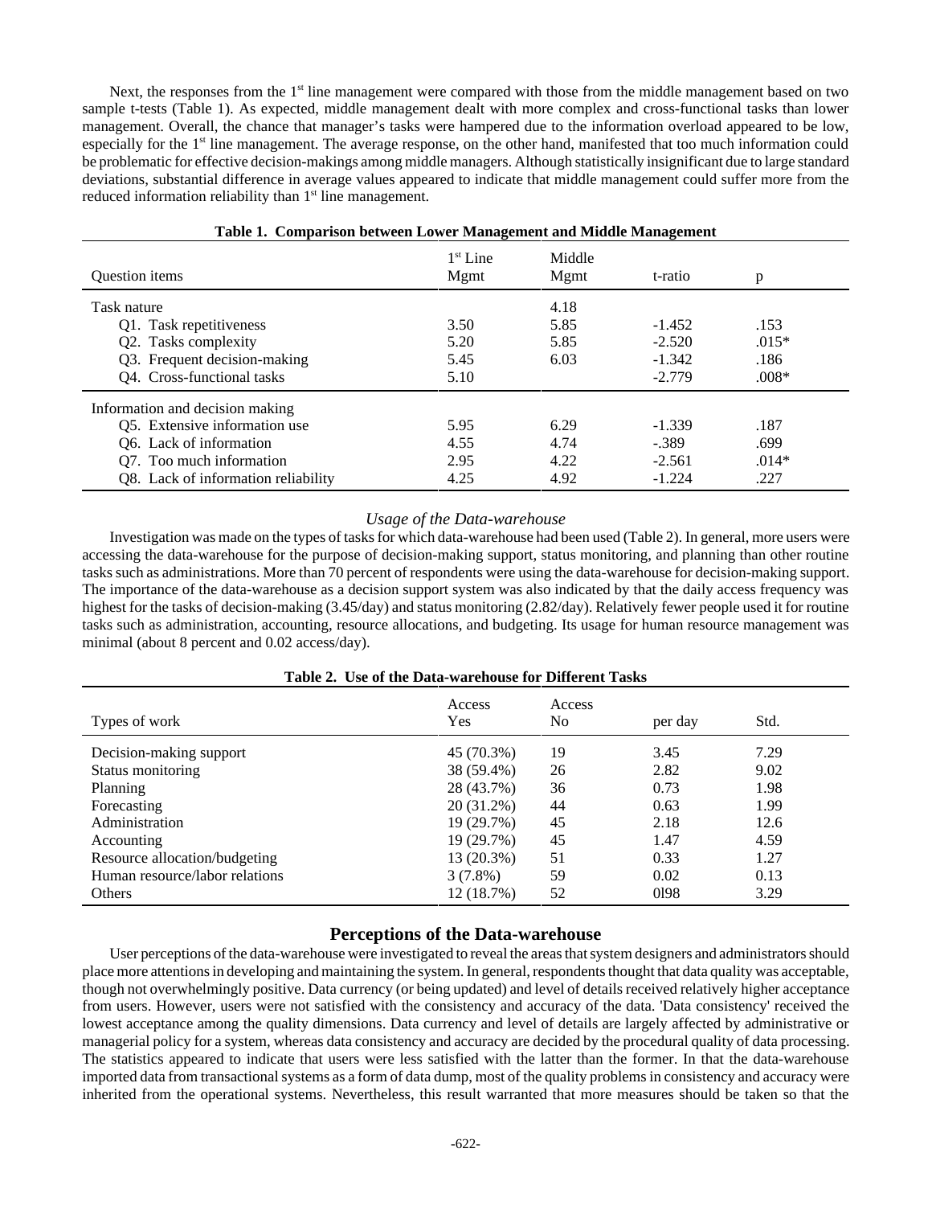Next, the responses from the 1st line management were compared with those from the middle management based on two sample t-tests (Table 1). As expected, middle management dealt with more complex and cross-functional tasks than lower management. Overall, the chance that manager's tasks were hampered due to the information overload appeared to be low, especially for the 1st line management. The average response, on the other hand, manifested that too much information could be problematic for effective decision-makings among middle managers. Although statistically insignificant due to large standard deviations, substantial difference in average values appeared to indicate that middle management could suffer more from the reduced information reliability than 1st line management.

**Table 1. Comparison between Lower Management and Middle Management**

| Question items | 1st Line Mgmt | Middle Mgmt | t-ratio | p |
|---|---|---|---|---|
| Task nature | | 4.18 | | |
| Q1. Task repetitiveness | 3.50 | 5.85 | -1.452 | .153 |
| Q2. Tasks complexity | 5.20 | 5.85 | -2.520 | .015* |
| Q3. Frequent decision-making | 5.45 | 6.03 | -1.342 | .186 |
| Q4. Cross-functional tasks | 5.10 | | -2.779 | .008* |
| Information and decision making | | | | |
| Q5. Extensive information use | 5.95 | 6.29 | -1.339 | .187 |
| Q6. Lack of information | 4.55 | 4.74 | -.389 | .699 |
| Q7. Too much information | 2.95 | 4.22 | -2.561 | .014* |
| Q8. Lack of information reliability | 4.25 | 4.92 | -1.224 | .227 |

### *Usage of the Data-warehouse*

Investigation was made on the types of tasks for which data-warehouse had been used (Table 2). In general, more users were accessing the data-warehouse for the purpose of decision-making support, status monitoring, and planning than other routine tasks such as administrations. More than 70 percent of respondents were using the data-warehouse for decision-making support. The importance of the data-warehouse as a decision support system was also indicated by that the daily access frequency was highest for the tasks of decision-making (3.45/day) and status monitoring (2.82/day). Relatively fewer people used it for routine tasks such as administration, accounting, resource allocations, and budgeting. Its usage for human resource management was minimal (about 8 percent and 0.02 access/day).

**Table 2. Use of the Data-warehouse for Different Tasks**

| Types of work | Access Yes | Access No | per day | Std. |
|---|---|---|---|---|
| Decision-making support | 45 (70.3%) | 19 | 3.45 | 7.29 |
| Status monitoring | 38 (59.4%) | 26 | 2.82 | 9.02 |
| Planning | 28 (43.7%) | 36 | 0.73 | 1.98 |
| Forecasting | 20 (31.2%) | 44 | 0.63 | 1.99 |
| Administration | 19 (29.7%) | 45 | 2.18 | 12.6 |
| Accounting | 19 (29.7%) | 45 | 1.47 | 4.59 |
| Resource allocation/budgeting | 13 (20.3%) | 51 | 0.33 | 1.27 |
| Human resource/labor relations | 3 (7.8%) | 59 | 0.02 | 0.13 |
| Others | 12 (18.7%) | 52 | 0l98 | 3.29 |

## Perceptions of the Data-warehouse

User perceptions of the data-warehouse were investigated to reveal the areas that system designers and administrators should place more attentions in developing and maintaining the system. In general, respondents thought that data quality was acceptable, though not overwhelmingly positive. Data currency (or being updated) and level of details received relatively higher acceptance from users. However, users were not satisfied with the consistency and accuracy of the data. 'Data consistency' received the lowest acceptance among the quality dimensions. Data currency and level of details are largely affected by administrative or managerial policy for a system, whereas data consistency and accuracy are decided by the procedural quality of data processing. The statistics appeared to indicate that users were less satisfied with the latter than the former. In that the data-warehouse imported data from transactional systems as a form of data dump, most of the quality problems in consistency and accuracy were inherited from the operational systems. Nevertheless, this result warranted that more measures should be taken so that the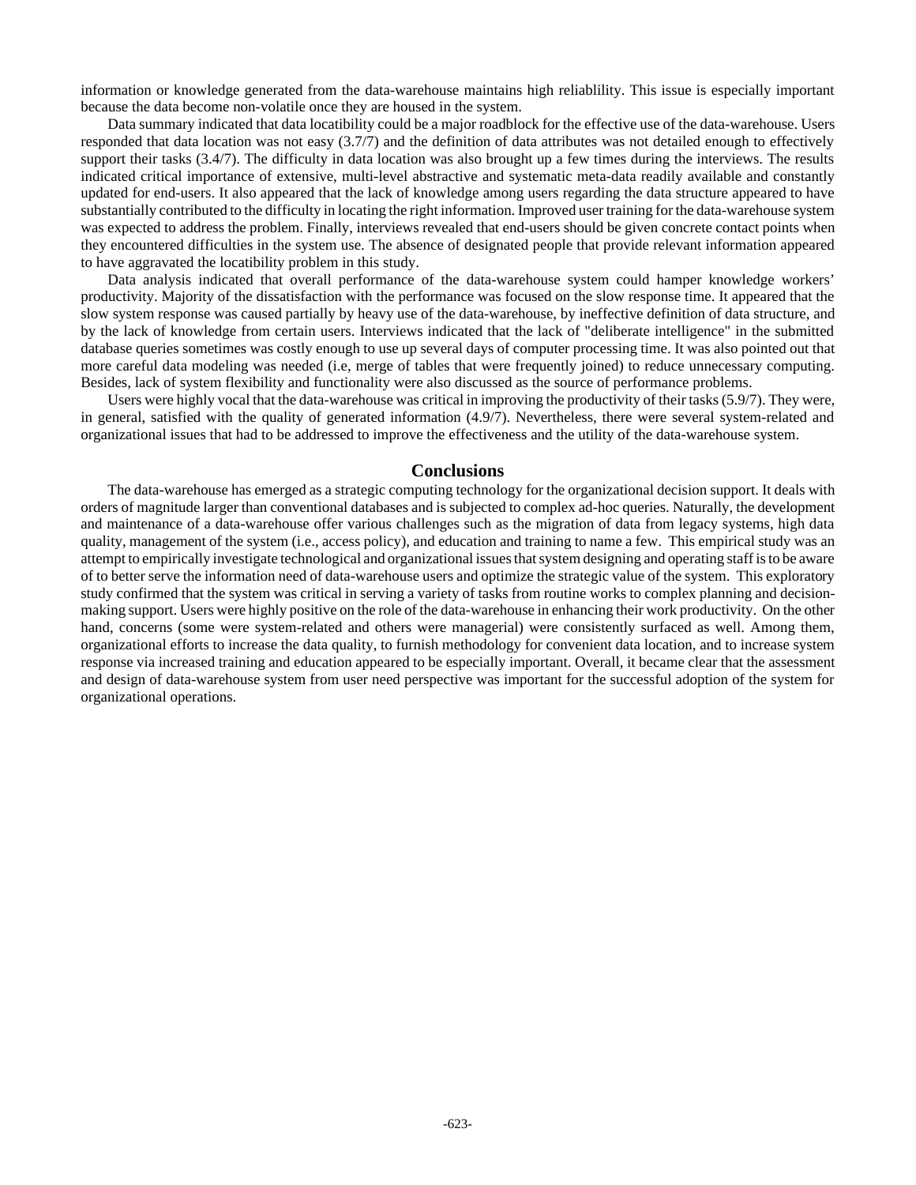information or knowledge generated from the data-warehouse maintains high reliablility. This issue is especially important because the data become non-volatile once they are housed in the system.

Data summary indicated that data locatibility could be a major roadblock for the effective use of the data-warehouse. Users responded that data location was not easy (3.7/7) and the definition of data attributes was not detailed enough to effectively support their tasks (3.4/7). The difficulty in data location was also brought up a few times during the interviews. The results indicated critical importance of extensive, multi-level abstractive and systematic meta-data readily available and constantly updated for end-users. It also appeared that the lack of knowledge among users regarding the data structure appeared to have substantially contributed to the difficulty in locating the right information. Improved user training for the data-warehouse system was expected to address the problem. Finally, interviews revealed that end-users should be given concrete contact points when they encountered difficulties in the system use. The absence of designated people that provide relevant information appeared to have aggravated the locatibility problem in this study.

Data analysis indicated that overall performance of the data-warehouse system could hamper knowledge workers' productivity. Majority of the dissatisfaction with the performance was focused on the slow response time. It appeared that the slow system response was caused partially by heavy use of the data-warehouse, by ineffective definition of data structure, and by the lack of knowledge from certain users. Interviews indicated that the lack of "deliberate intelligence" in the submitted database queries sometimes was costly enough to use up several days of computer processing time. It was also pointed out that more careful data modeling was needed (i.e, merge of tables that were frequently joined) to reduce unnecessary computing. Besides, lack of system flexibility and functionality were also discussed as the source of performance problems.

Users were highly vocal that the data-warehouse was critical in improving the productivity of their tasks (5.9/7). They were, in general, satisfied with the quality of generated information (4.9/7). Nevertheless, there were several system-related and organizational issues that had to be addressed to improve the effectiveness and the utility of the data-warehouse system.

## Conclusions

The data-warehouse has emerged as a strategic computing technology for the organizational decision support. It deals with orders of magnitude larger than conventional databases and is subjected to complex ad-hoc queries. Naturally, the development and maintenance of a data-warehouse offer various challenges such as the migration of data from legacy systems, high data quality, management of the system (i.e., access policy), and education and training to name a few. This empirical study was an attempt to empirically investigate technological and organizational issues that system designing and operating staff is to be aware of to better serve the information need of data-warehouse users and optimize the strategic value of the system. This exploratory study confirmed that the system was critical in serving a variety of tasks from routine works to complex planning and decision-making support. Users were highly positive on the role of the data-warehouse in enhancing their work productivity. On the other hand, concerns (some were system-related and others were managerial) were consistently surfaced as well. Among them, organizational efforts to increase the data quality, to furnish methodology for convenient data location, and to increase system response via increased training and education appeared to be especially important. Overall, it became clear that the assessment and design of data-warehouse system from user need perspective was important for the successful adoption of the system for organizational operations.